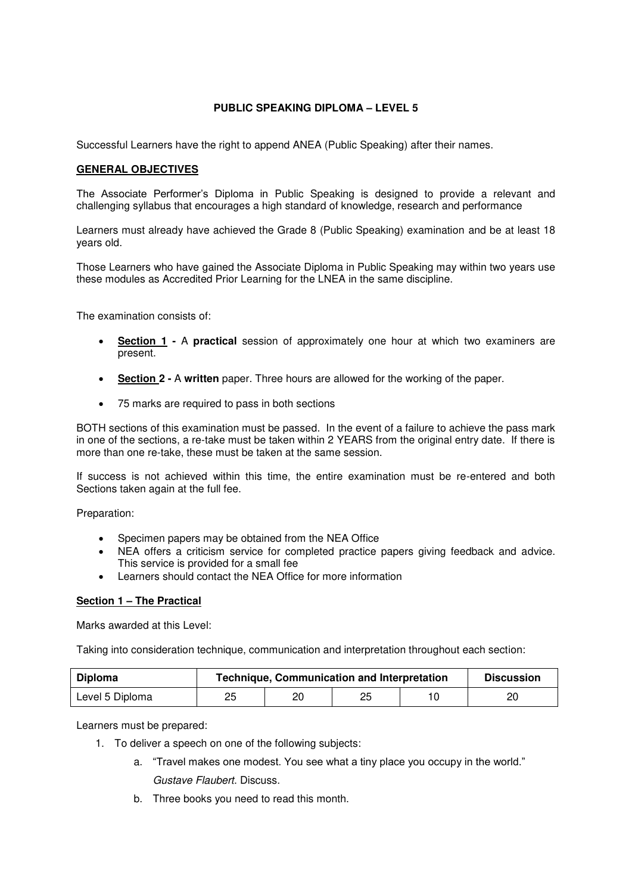**PUBLIC SPEAKING DIPLOMA – LEVEL 5**

Successful Learners have the right to append ANEA (Public Speaking) after their names.

**GENERAL OBJECTIVES**

The Associate Performer's Diploma in Public Speaking is designed to provide a relevant and challenging syllabus that encourages a high standard of knowledge, research and performance

Learners must already have achieved the Grade 8 (Public Speaking) examination and be at least 18 years old.

Those Learners who have gained the Associate Diploma in Public Speaking may within two years use these modules as Accredited Prior Learning for the LNEA in the same discipline.

The examination consists of:

- **Section 1 -** A **practical** session of approximately one hour at which two examiners are present.
- **Section 2 -** A **written** paper. Three hours are allowed for the working of the paper.
- 75 marks are required to pass in both sections

BOTH sections of this examination must be passed. In the event of a failure to achieve the pass mark in one of the sections, a re-take must be taken within 2 YEARS from the original entry date. If there is more than one re-take, these must be taken at the same session.

If success is not achieved within this time, the entire examination must be re-entered and both Sections taken again at the full fee.

Preparation:

- Specimen papers may be obtained from the NEA Office
- NEA offers a criticism service for completed practice papers giving feedback and advice. This service is provided for a small fee
- Learners should contact the NEA Office for more information

**Section 1 – The Practical**

Marks awarded at this Level:

Taking into consideration technique, communication and interpretation throughout each section:

| Diploma | Technique, Communication and Interpretation | | | | Discussion |
|---|---|---|---|---|---|
| Level 5 Diploma | 25 | 20 | 25 | 10 | 20 |

Learners must be prepared:

1. To deliver a speech on one of the following subjects:
   a. "Travel makes one modest. You see what a tiny place you occupy in the world." *Gustave Flaubert*. Discuss.
   b. Three books you need to read this month.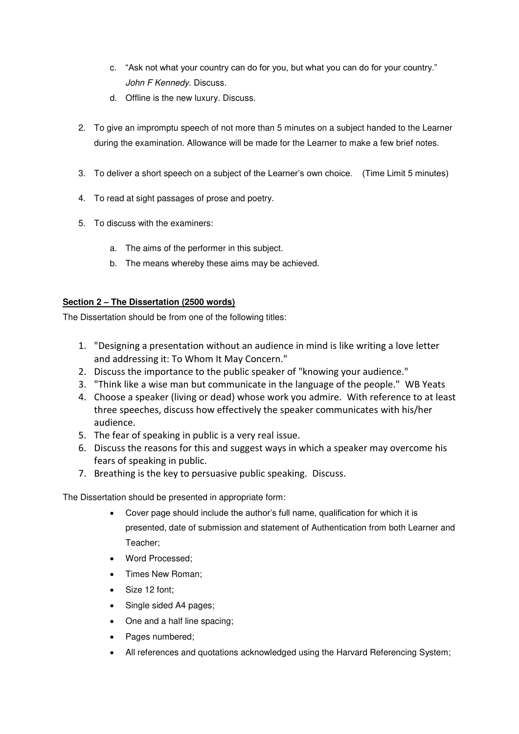c. "Ask not what your country can do for you, but what you can do for your country." *John F Kennedy*. Discuss.
   d. Offline is the new luxury. Discuss.

2. To give an impromptu speech of not more than 5 minutes on a subject handed to the Learner during the examination. Allowance will be made for the Learner to make a few brief notes.

3. To deliver a short speech on a subject of the Learner's own choice. (Time Limit 5 minutes)

4. To read at sight passages of prose and poetry.

5. To discuss with the examiners:

   a. The aims of the performer in this subject.
   b. The means whereby these aims may be achieved.

**Section 2 – The Dissertation (2500 words)**

The Dissertation should be from one of the following titles:

1. "Designing a presentation without an audience in mind is like writing a love letter and addressing it: To Whom It May Concern."
2. Discuss the importance to the public speaker of "knowing your audience."
3. "Think like a wise man but communicate in the language of the people." WB Yeats
4. Choose a speaker (living or dead) whose work you admire. With reference to at least three speeches, discuss how effectively the speaker communicates with his/her audience.
5. The fear of speaking in public is a very real issue.
6. Discuss the reasons for this and suggest ways in which a speaker may overcome his fears of speaking in public.
7. Breathing is the key to persuasive public speaking. Discuss.

The Dissertation should be presented in appropriate form:

- Cover page should include the author's full name, qualification for which it is presented, date of submission and statement of Authentication from both Learner and Teacher;
- Word Processed;
- Times New Roman;
- Size 12 font;
- Single sided A4 pages;
- One and a half line spacing;
- Pages numbered;
- All references and quotations acknowledged using the Harvard Referencing System;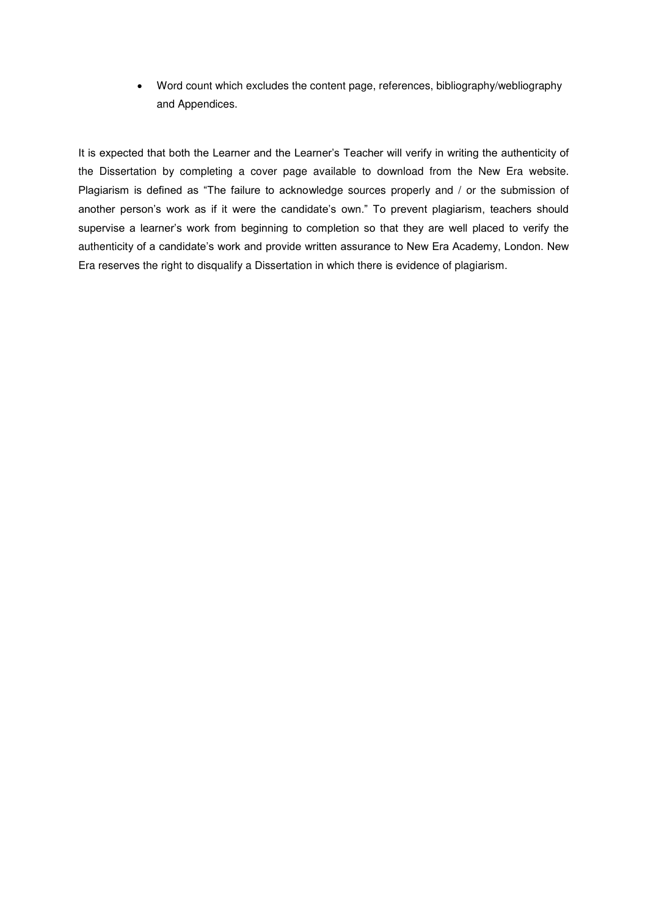- Word count which excludes the content page, references, bibliography/webliography and Appendices.

It is expected that both the Learner and the Learner's Teacher will verify in writing the authenticity of the Dissertation by completing a cover page available to download from the New Era website. Plagiarism is defined as "The failure to acknowledge sources properly and / or the submission of another person's work as if it were the candidate's own." To prevent plagiarism, teachers should supervise a learner's work from beginning to completion so that they are well placed to verify the authenticity of a candidate's work and provide written assurance to New Era Academy, London. New Era reserves the right to disqualify a Dissertation in which there is evidence of plagiarism.